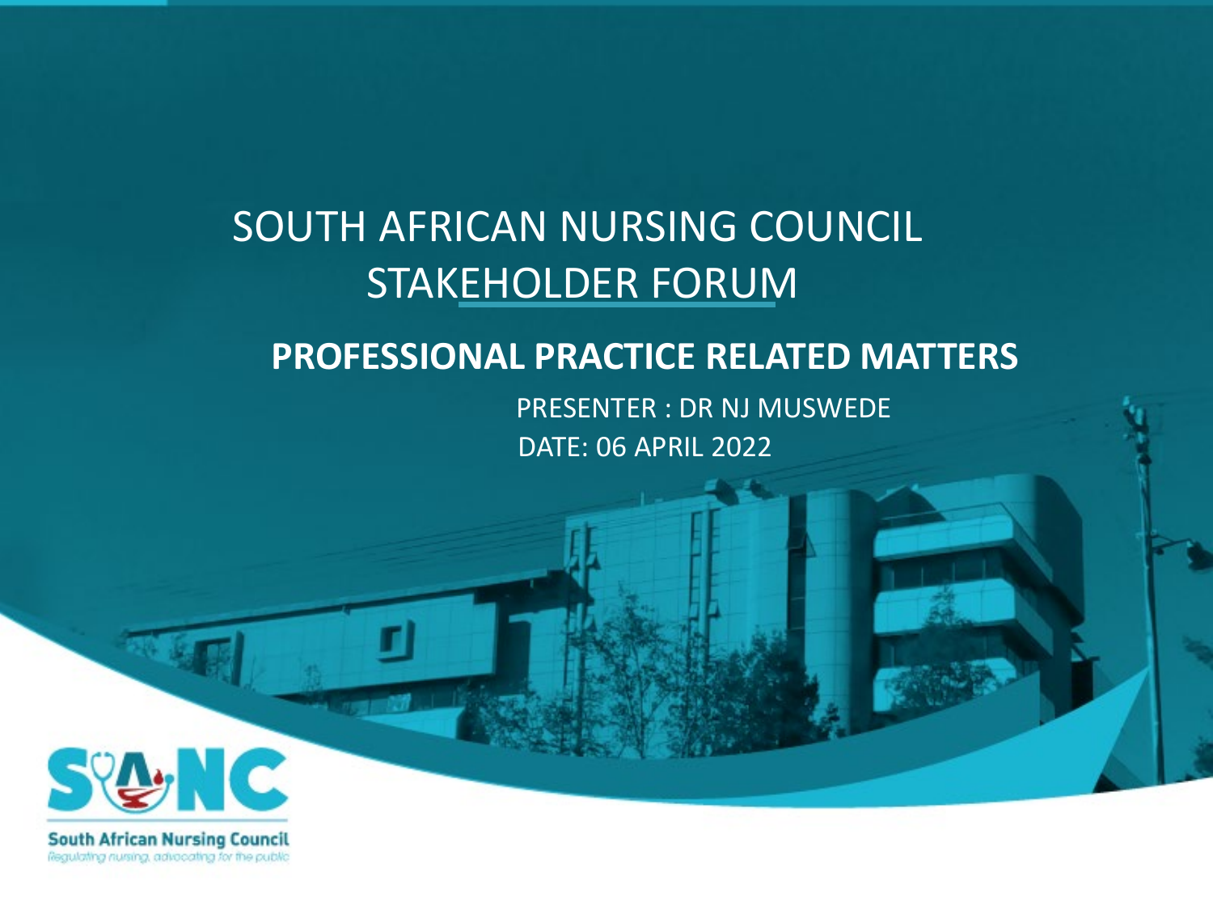# SOUTH AFRICAN NURSING COUNCIL STAKEHOLDER FORUM

## PROFESSIONAL PRACTICE RELATED MATTERS

PRESENTER : DR NJ MUSWEDE

DATE: 06 APRIL 2022

South African Nursing Council

*Regulating nursing, advocating for the public*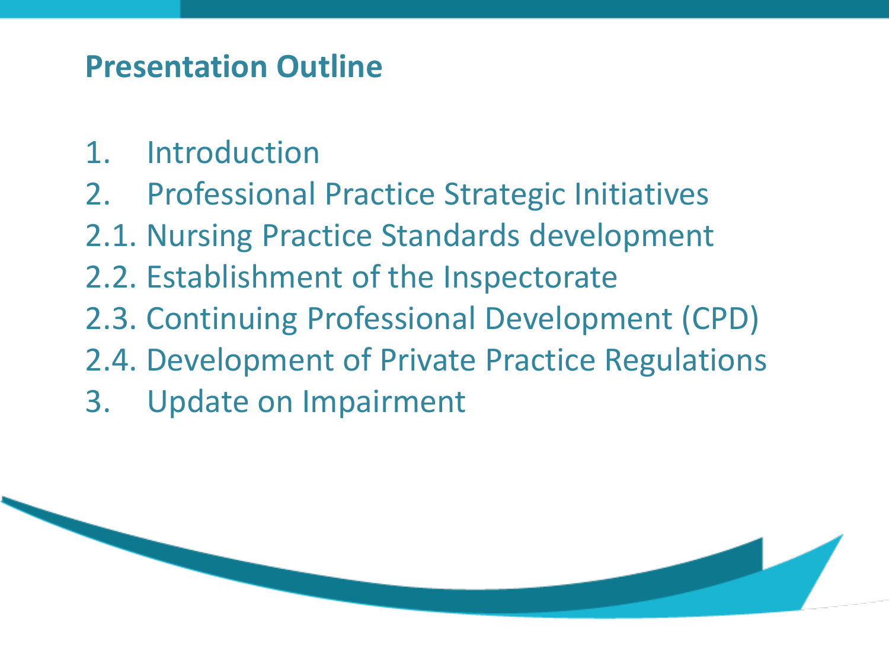## Presentation Outline

1. Introduction
2. Professional Practice Strategic Initiatives

2.1. Nursing Practice Standards development

2.2. Establishment of the Inspectorate

2.3. Continuing Professional Development (CPD)

2.4. Development of Private Practice Regulations

3. Update on Impairment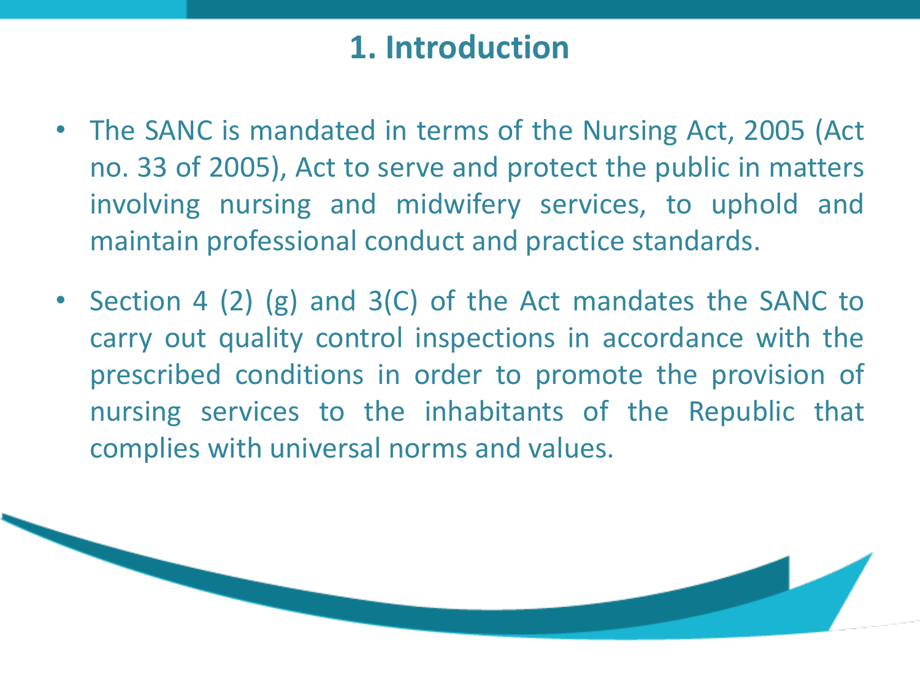# 1. Introduction

- The SANC is mandated in terms of the Nursing Act, 2005 (Act no. 33 of 2005), Act to serve and protect the public in matters involving nursing and midwifery services, to uphold and maintain professional conduct and practice standards.
- Section 4 (2) (g) and 3(C) of the Act mandates the SANC to carry out quality control inspections in accordance with the prescribed conditions in order to promote the provision of nursing services to the inhabitants of the Republic that complies with universal norms and values.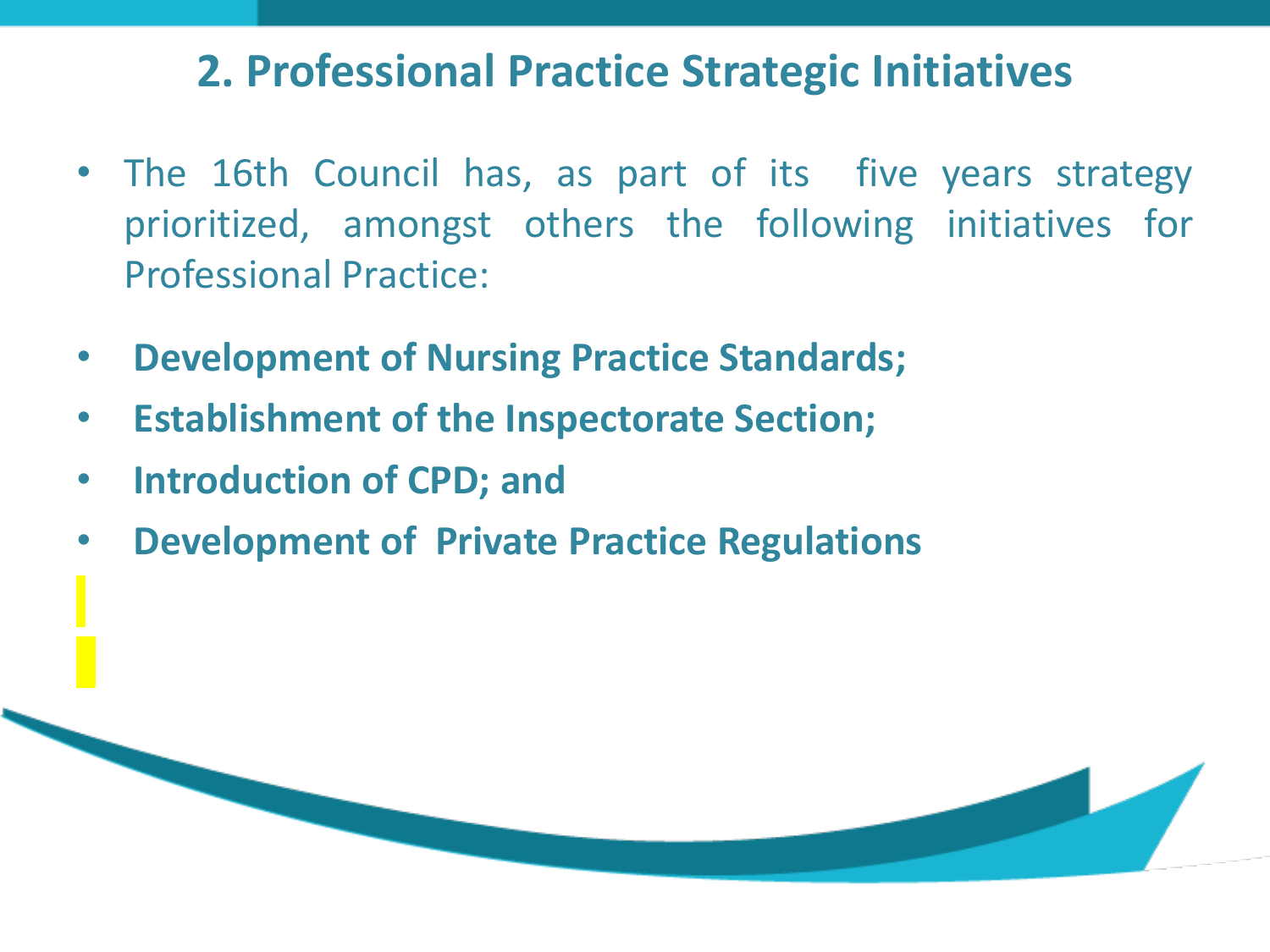## 2. Professional Practice Strategic Initiatives

- The 16th Council has, as part of its five years strategy prioritized, amongst others the following initiatives for Professional Practice:
- **Development of Nursing Practice Standards;**
- **Establishment of the Inspectorate Section;**
- **Introduction of CPD; and**
- **Development of Private Practice Regulations**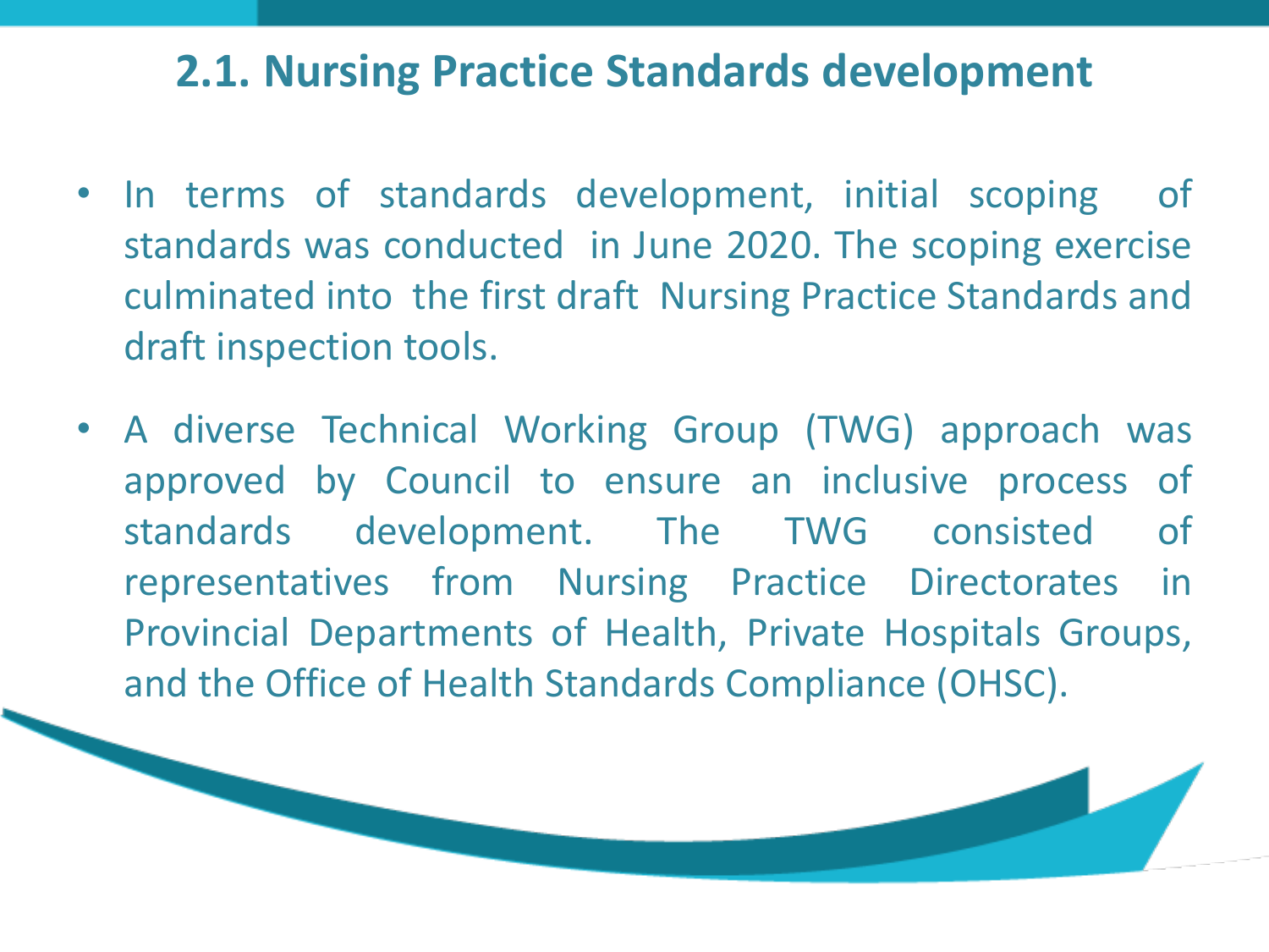## 2.1. Nursing Practice Standards development

- In terms of standards development, initial scoping of standards was conducted in June 2020. The scoping exercise culminated into the first draft Nursing Practice Standards and draft inspection tools.
- A diverse Technical Working Group (TWG) approach was approved by Council to ensure an inclusive process of standards development. The TWG consisted of representatives from Nursing Practice Directorates in Provincial Departments of Health, Private Hospitals Groups, and the Office of Health Standards Compliance (OHSC).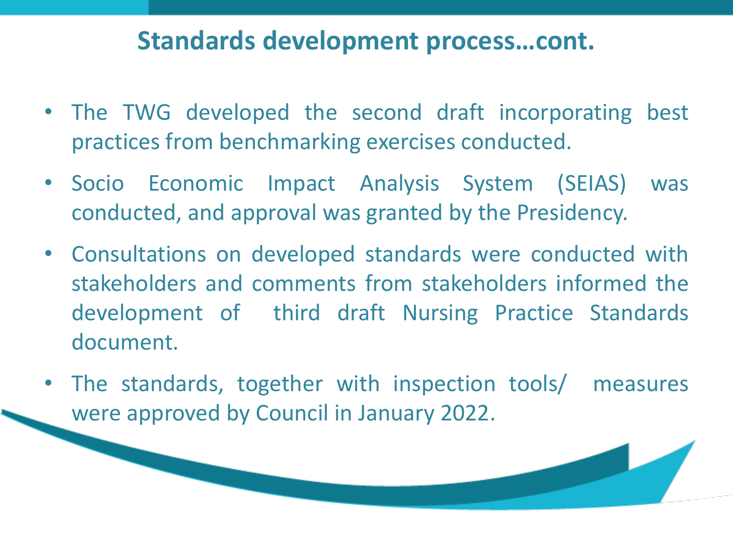## Standards development process…cont.

- The TWG developed the second draft incorporating best practices from benchmarking exercises conducted.
- Socio Economic Impact Analysis System (SEIAS) was conducted, and approval was granted by the Presidency.
- Consultations on developed standards were conducted with stakeholders and comments from stakeholders informed the development of third draft Nursing Practice Standards document.
- The standards, together with inspection tools/ measures were approved by Council in January 2022.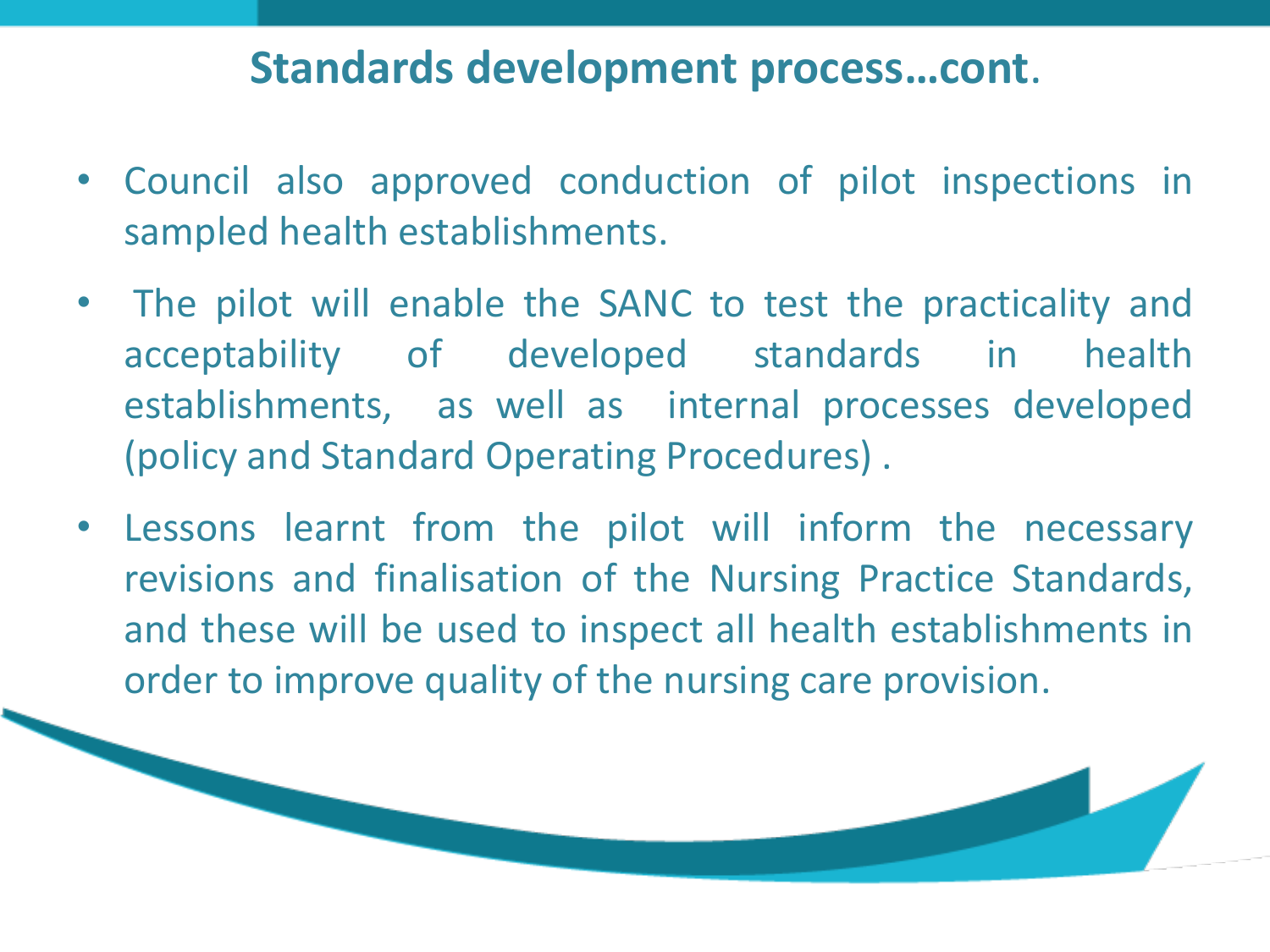# Standards development process…cont.

- Council also approved conduction of pilot inspections in sampled health establishments.
- The pilot will enable the SANC to test the practicality and acceptability of developed standards in health establishments, as well as internal processes developed (policy and Standard Operating Procedures) .
- Lessons learnt from the pilot will inform the necessary revisions and finalisation of the Nursing Practice Standards, and these will be used to inspect all health establishments in order to improve quality of the nursing care provision.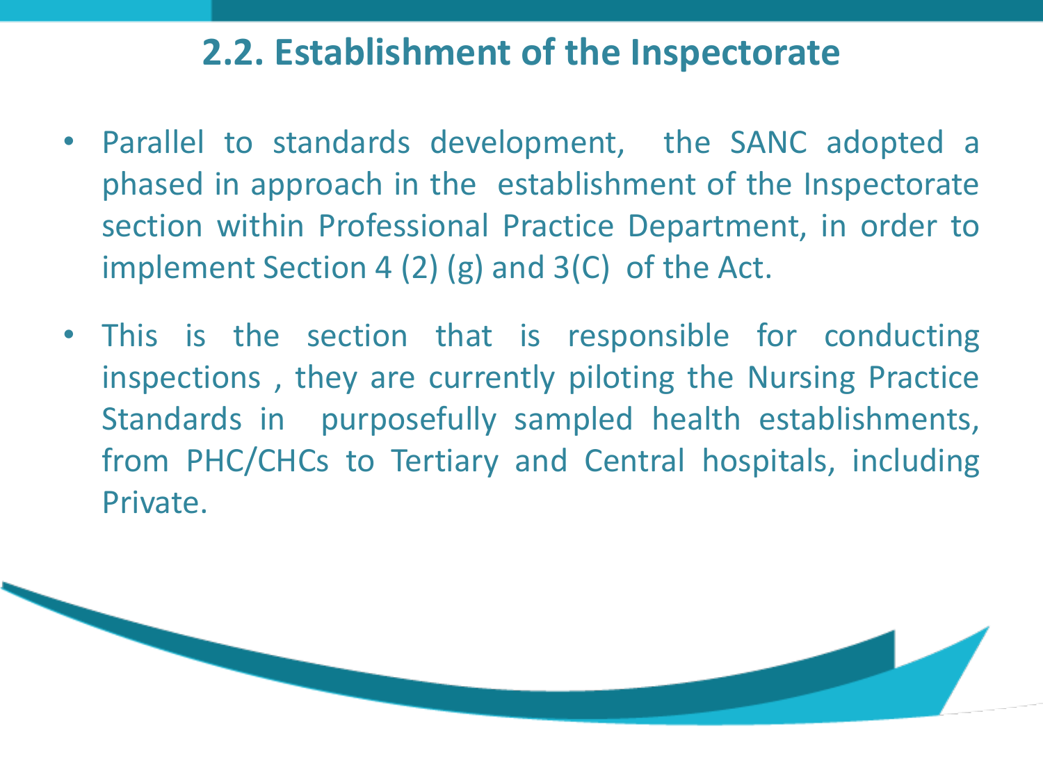## 2.2. Establishment of the Inspectorate

- Parallel to standards development, the SANC adopted a phased in approach in the establishment of the Inspectorate section within Professional Practice Department, in order to implement Section 4 (2) (g) and 3(C) of the Act.
- This is the section that is responsible for conducting inspections , they are currently piloting the Nursing Practice Standards in purposefully sampled health establishments, from PHC/CHCs to Tertiary and Central hospitals, including Private.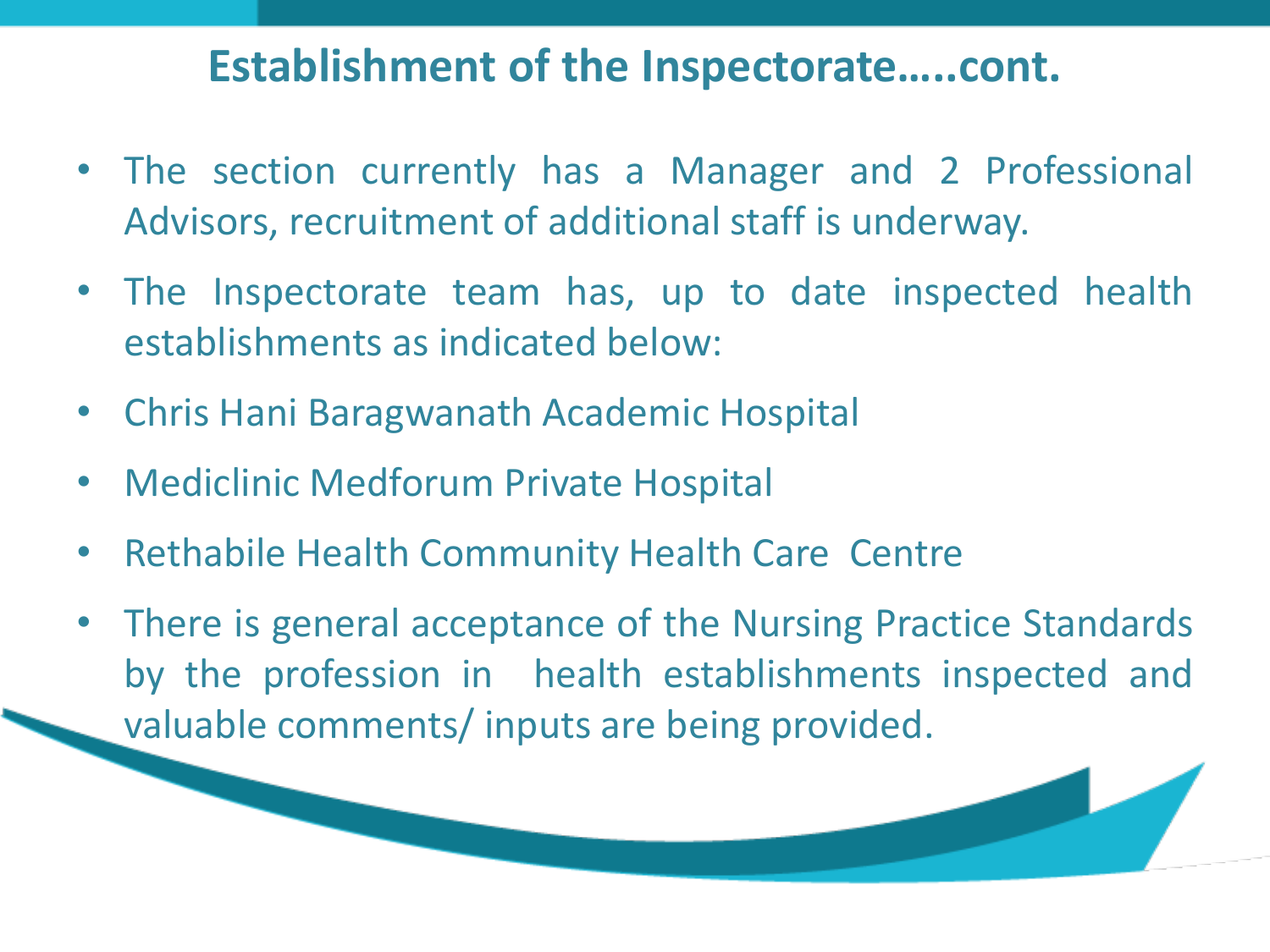# Establishment of the Inspectorate…..cont.

- The section currently has a Manager and 2 Professional Advisors, recruitment of additional staff is underway.
- The Inspectorate team has, up to date inspected health establishments as indicated below:
- Chris Hani Baragwanath Academic Hospital
- Mediclinic Medforum Private Hospital
- Rethabile Health Community Health Care Centre
- There is general acceptance of the Nursing Practice Standards by the profession in health establishments inspected and valuable comments/ inputs are being provided.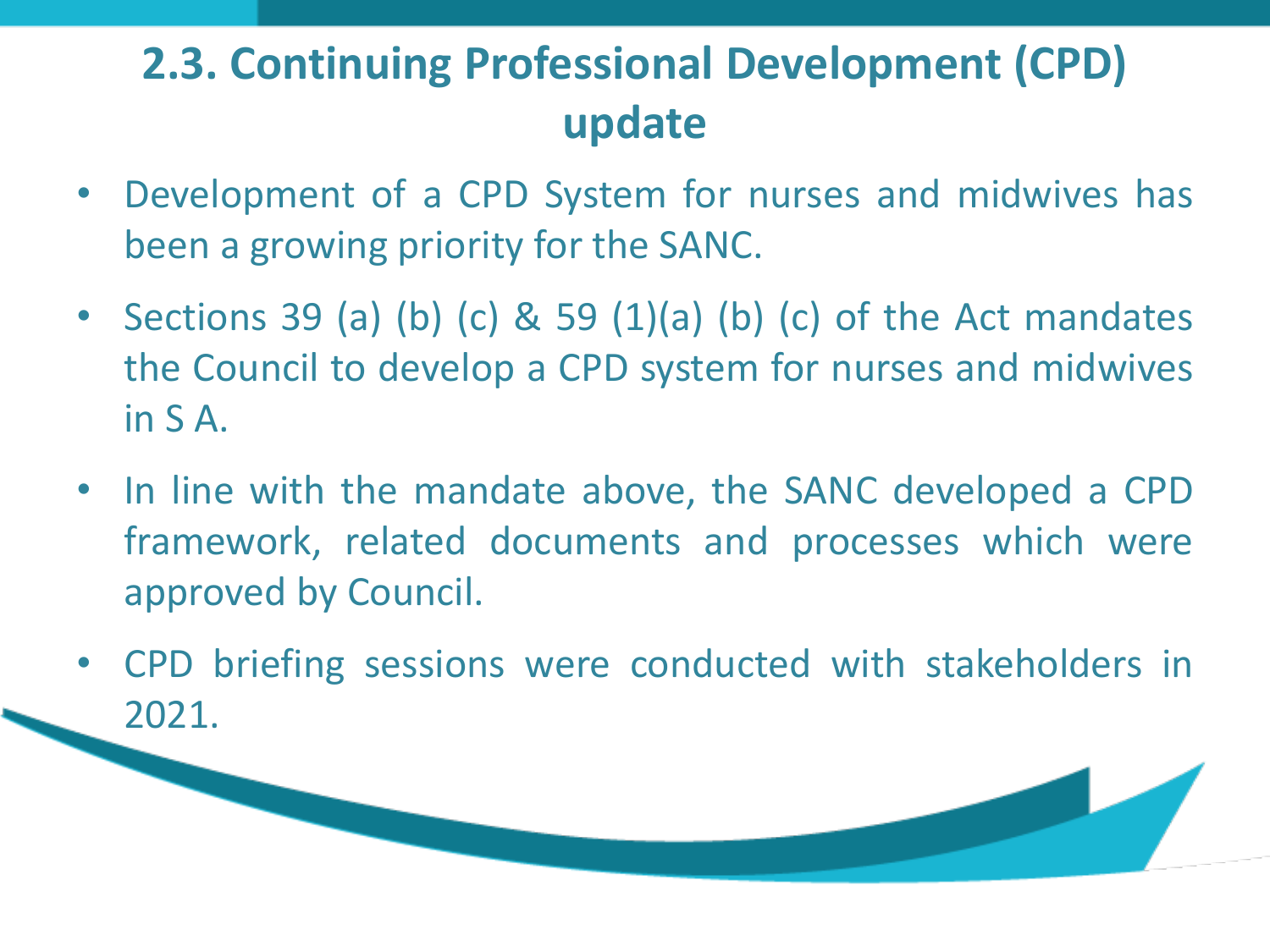## 2.3. Continuing Professional Development (CPD) update

- Development of a CPD System for nurses and midwives has been a growing priority for the SANC.
- Sections 39 (a) (b) (c) & 59 (1)(a) (b) (c) of the Act mandates the Council to develop a CPD system for nurses and midwives in S A.
- In line with the mandate above, the SANC developed a CPD framework, related documents and processes which were approved by Council.
- CPD briefing sessions were conducted with stakeholders in 2021.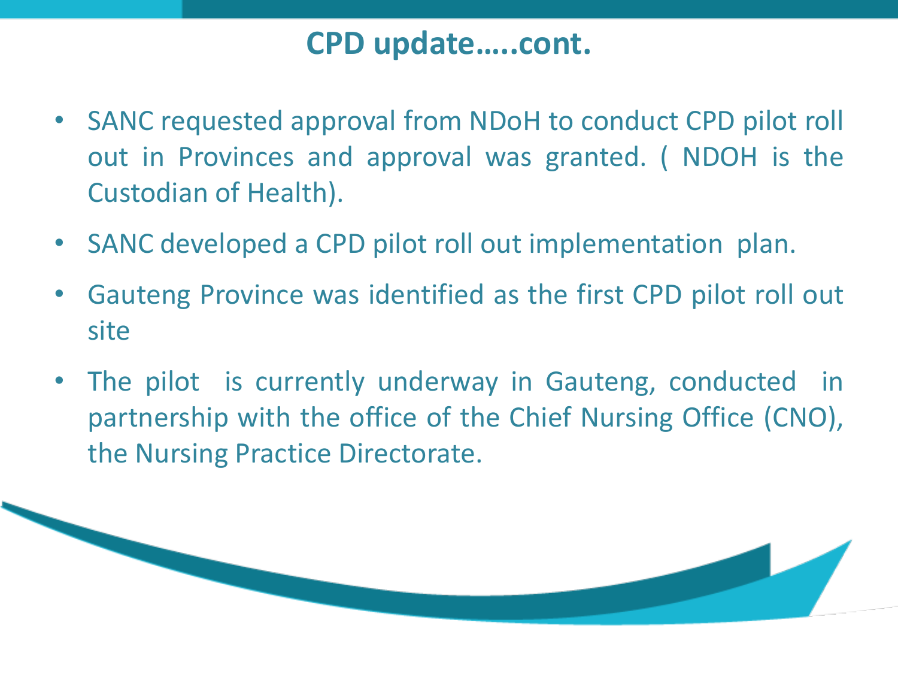# CPD update…..cont.

- SANC requested approval from NDoH to conduct CPD pilot roll out in Provinces and approval was granted. ( NDOH is the Custodian of Health).
- SANC developed a CPD pilot roll out implementation plan.
- Gauteng Province was identified as the first CPD pilot roll out site
- The pilot is currently underway in Gauteng, conducted in partnership with the office of the Chief Nursing Office (CNO), the Nursing Practice Directorate.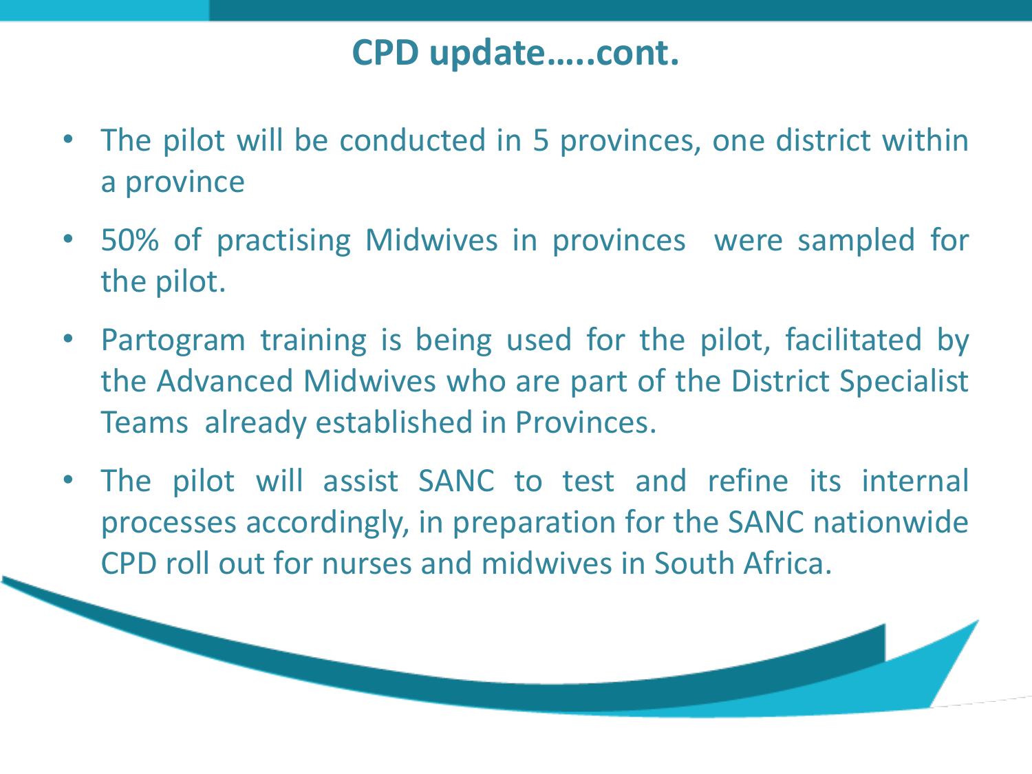# CPD update…..cont.

- The pilot will be conducted in 5 provinces, one district within a province
- 50% of practising Midwives in provinces were sampled for the pilot.
- Partogram training is being used for the pilot, facilitated by the Advanced Midwives who are part of the District Specialist Teams already established in Provinces.
- The pilot will assist SANC to test and refine its internal processes accordingly, in preparation for the SANC nationwide CPD roll out for nurses and midwives in South Africa.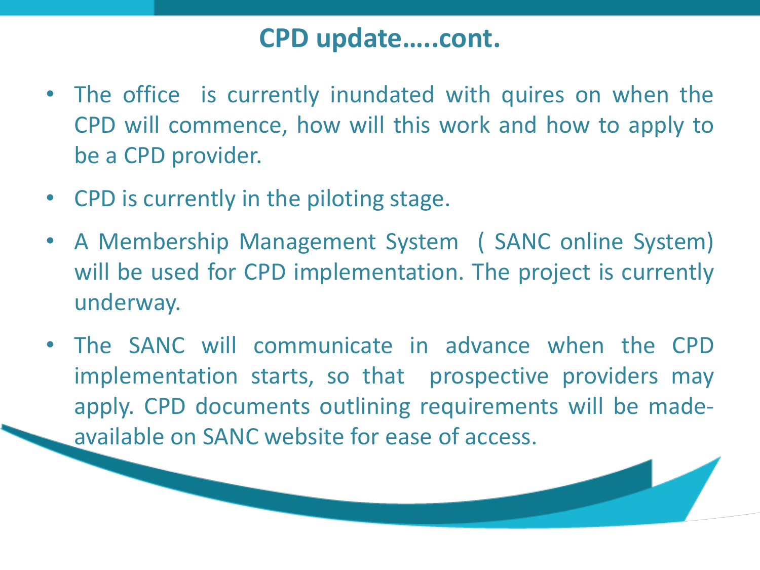# CPD update…..cont.

- The office is currently inundated with quires on when the CPD will commence, how will this work and how to apply to be a CPD provider.
- CPD is currently in the piloting stage.
- A Membership Management System ( SANC online System) will be used for CPD implementation. The project is currently underway.
- The SANC will communicate in advance when the CPD implementation starts, so that prospective providers may apply. CPD documents outlining requirements will be made-available on SANC website for ease of access.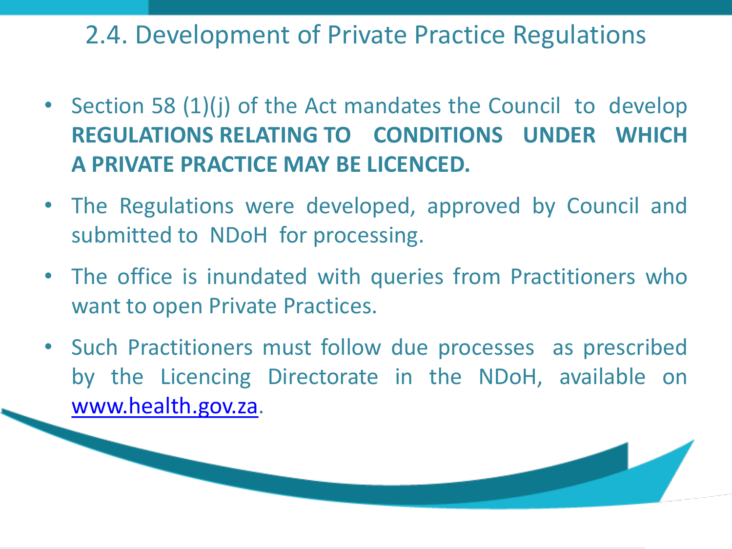## 2.4. Development of Private Practice Regulations

- Section 58 (1)(j) of the Act mandates the Council to develop **REGULATIONS RELATING TO CONDITIONS UNDER WHICH A PRIVATE PRACTICE MAY BE LICENCED.**
- The Regulations were developed, approved by Council and submitted to NDoH for processing.
- The office is inundated with queries from Practitioners who want to open Private Practices.
- Such Practitioners must follow due processes as prescribed by the Licencing Directorate in the NDoH, available on [www.health.gov.za](http://www.health.gov.za).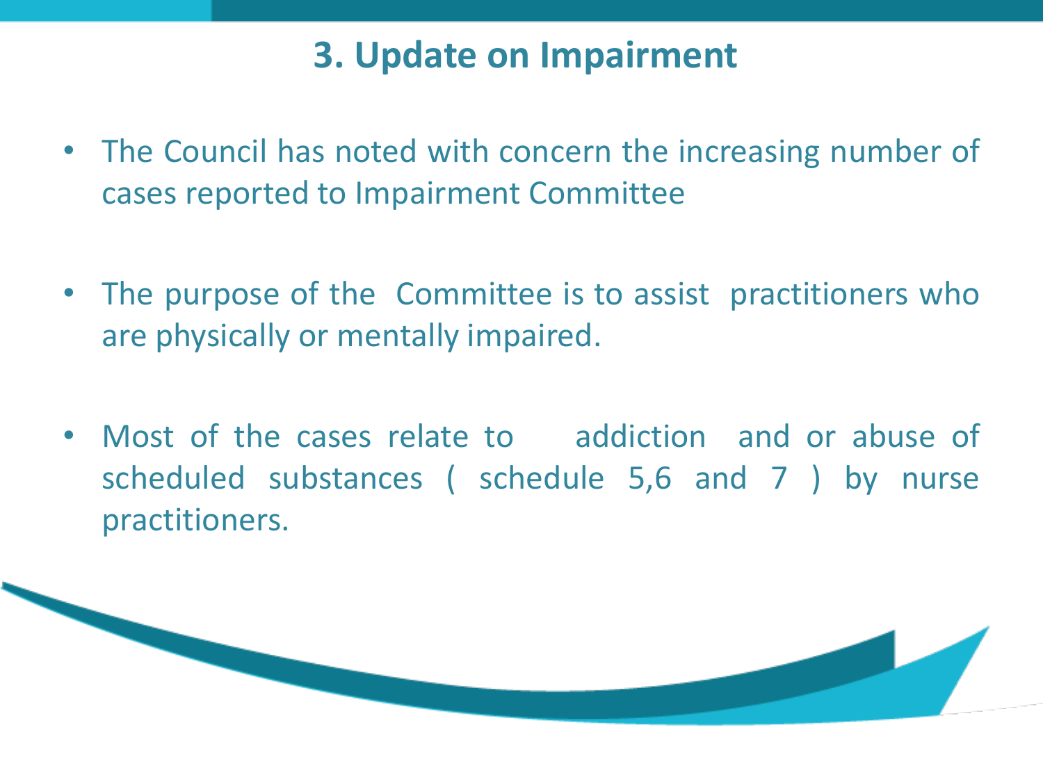# 3. Update on Impairment

- The Council has noted with concern the increasing number of cases reported to Impairment Committee

- The purpose of the Committee is to assist practitioners who are physically or mentally impaired.

- Most of the cases relate to addiction and or abuse of scheduled substances ( schedule 5,6 and 7 ) by nurse practitioners.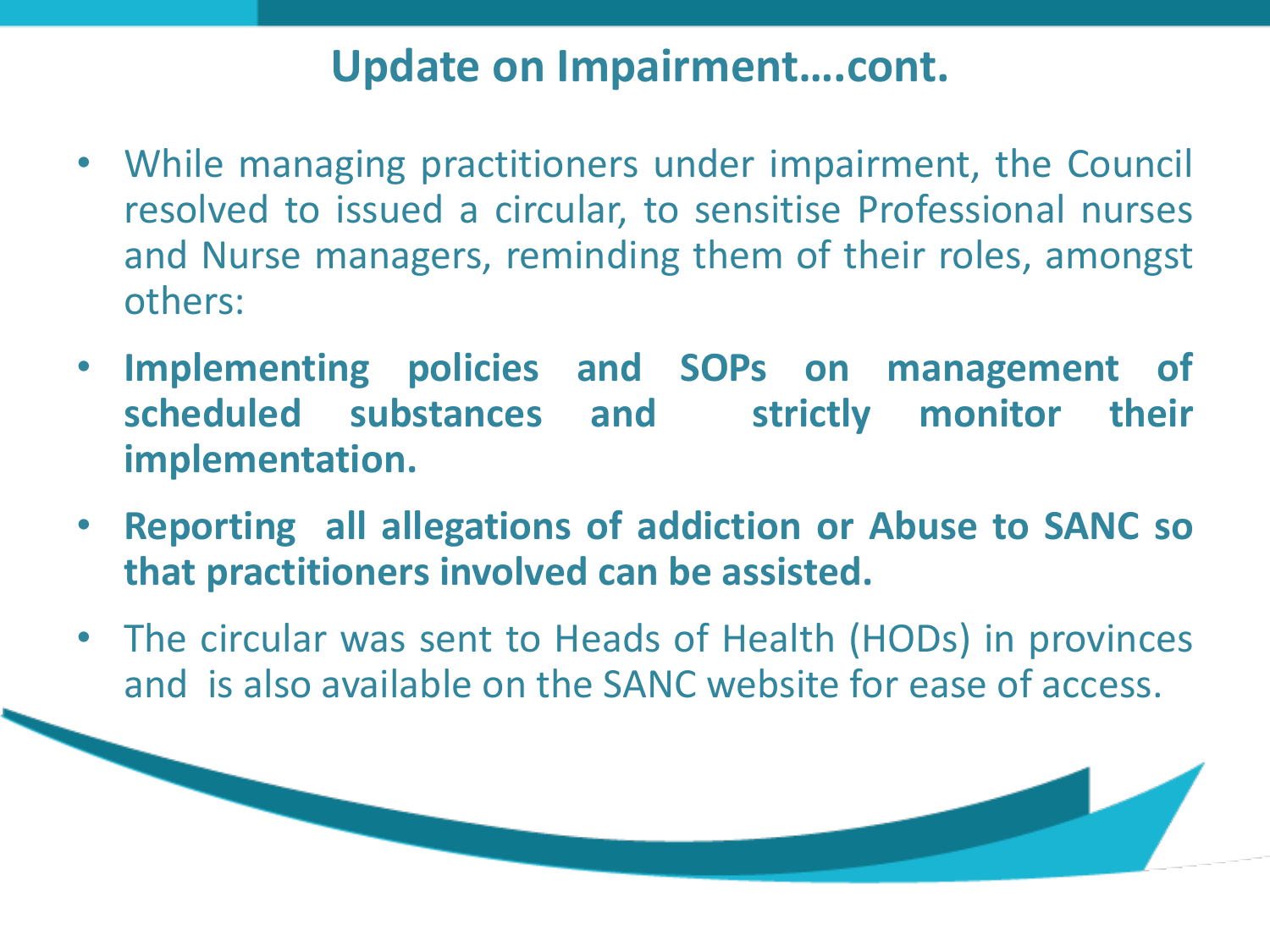## Update on Impairment….cont.

- While managing practitioners under impairment, the Council resolved to issued a circular, to sensitise Professional nurses and Nurse managers, reminding them of their roles, amongst others:
- **Implementing policies and SOPs on management of scheduled substances and strictly monitor their implementation.**
- **Reporting all allegations of addiction or Abuse to SANC so that practitioners involved can be assisted.**
- The circular was sent to Heads of Health (HODs) in provinces and is also available on the SANC website for ease of access.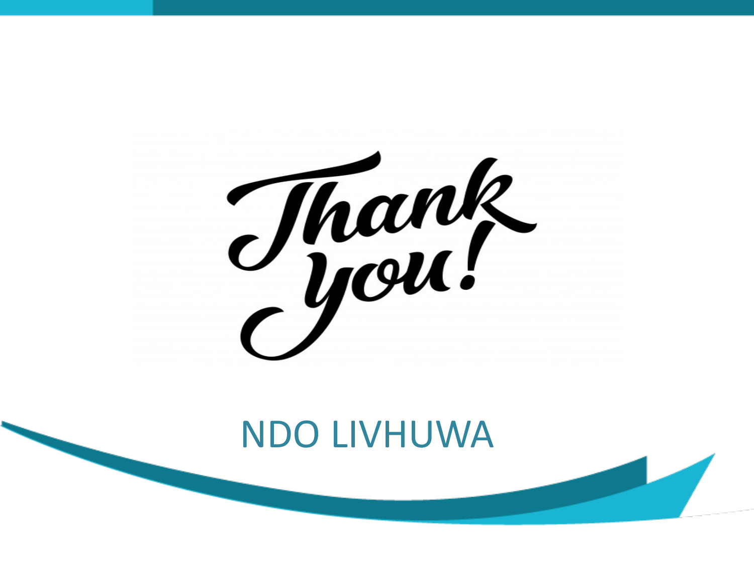Thank you!

NDO LIVHUWA